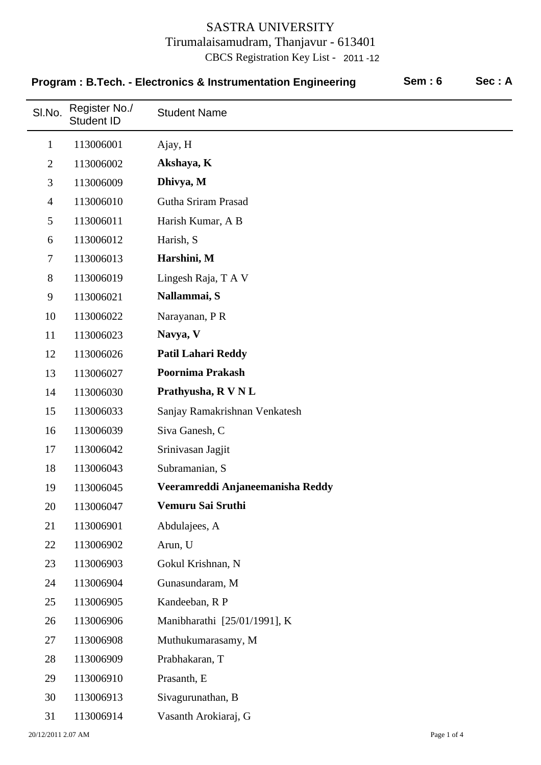# SASTRA UNIVERSITY

Tirumalaisamudram, Thanjavur - 613401

CBCS Registration Key List - 2011 -12

**Program : B.Tech. - Electronics & Instrumentation Engineering** **Sem : 6** **Sec : A**

| Sl.No. | Register No./ Student ID | Student Name |
|---|---|---|
| 1 | 113006001 | Ajay, H |
| 2 | 113006002 | **Akshaya, K** |
| 3 | 113006009 | **Dhivya, M** |
| 4 | 113006010 | Gutha Sriram Prasad |
| 5 | 113006011 | Harish Kumar, A B |
| 6 | 113006012 | Harish, S |
| 7 | 113006013 | **Harshini, M** |
| 8 | 113006019 | Lingesh Raja, T A V |
| 9 | 113006021 | **Nallammai, S** |
| 10 | 113006022 | Narayanan, P R |
| 11 | 113006023 | **Navya, V** |
| 12 | 113006026 | **Patil Lahari Reddy** |
| 13 | 113006027 | **Poornima Prakash** |
| 14 | 113006030 | **Prathyusha, R V N L** |
| 15 | 113006033 | Sanjay Ramakrishnan Venkatesh |
| 16 | 113006039 | Siva Ganesh, C |
| 17 | 113006042 | Srinivasan Jagjit |
| 18 | 113006043 | Subramanian, S |
| 19 | 113006045 | **Veeramreddi Anjaneemanisha Reddy** |
| 20 | 113006047 | **Vemuru Sai Sruthi** |
| 21 | 113006901 | Abdulajees, A |
| 22 | 113006902 | Arun, U |
| 23 | 113006903 | Gokul Krishnan, N |
| 24 | 113006904 | Gunasundaram, M |
| 25 | 113006905 | Kandeeban, R P |
| 26 | 113006906 | Manibharathi [25/01/1991], K |
| 27 | 113006908 | Muthukumarasamy, M |
| 28 | 113006909 | Prabhakaran, T |
| 29 | 113006910 | Prasanth, E |
| 30 | 113006913 | Sivagurunathan, B |
| 31 | 113006914 | Vasanth Arokiaraj, G |

20/12/2011 2.07 AM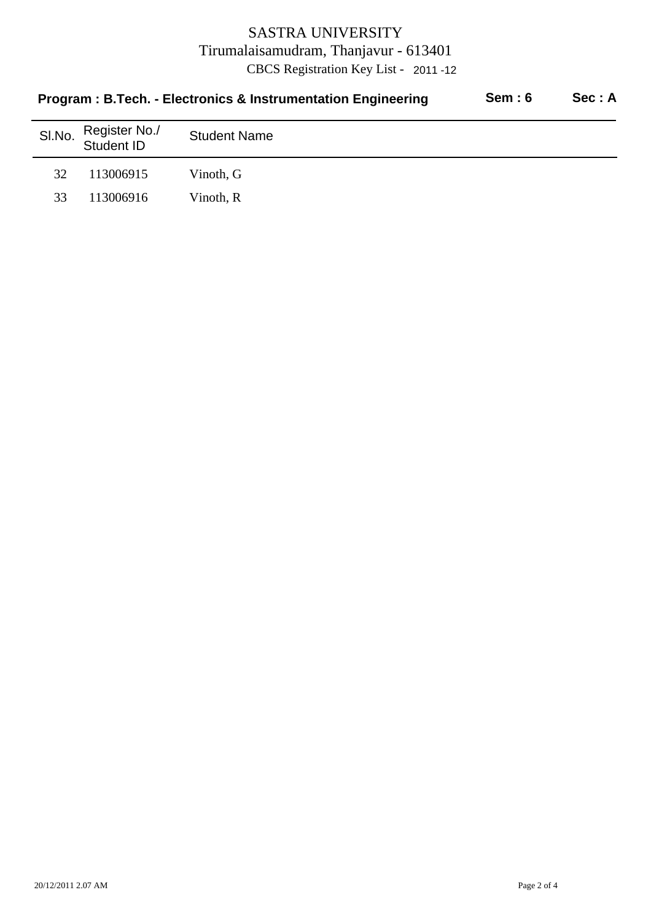SASTRA UNIVERSITY

Tirumalaisamudram, Thanjavur - 613401

CBCS Registration Key List - 2011 -12

**Program : B.Tech. - Electronics & Instrumentation Engineering** **Sem : 6** **Sec : A**

| Sl.No. | Register No./ Student ID | Student Name |
|---|---|---|
| 32 | 113006915 | Vinoth, G |
| 33 | 113006916 | Vinoth, R |

20/12/2011 2.07 AM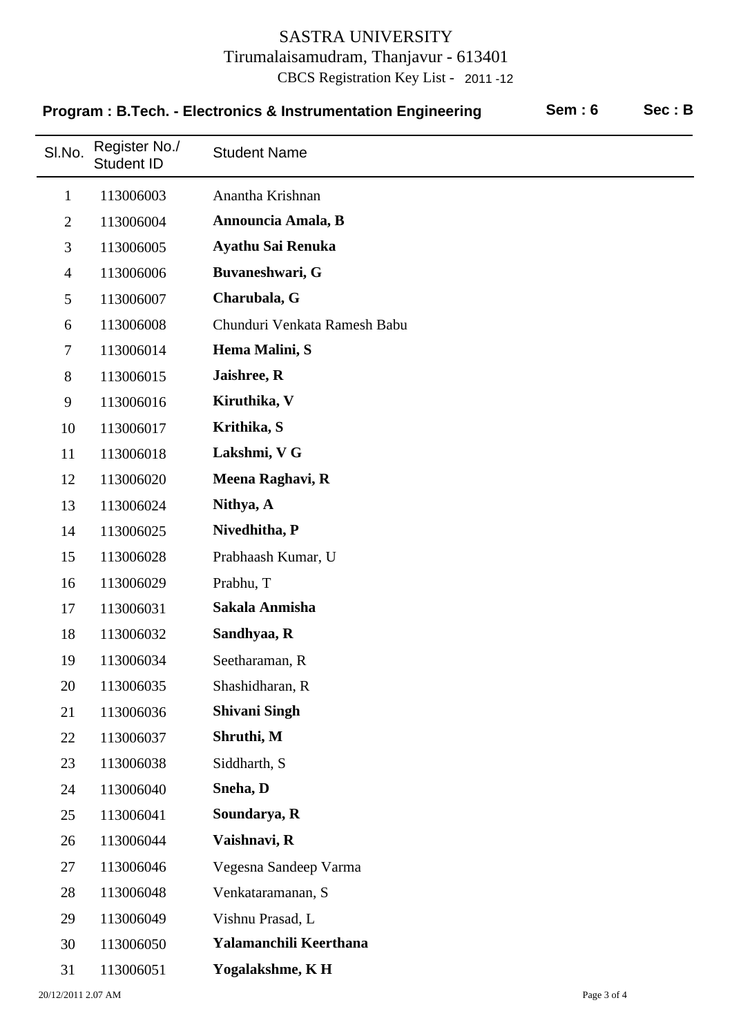# SASTRA UNIVERSITY

Tirumalaisamudram, Thanjavur - 613401

CBCS Registration Key List - 2011 -12

**Program : B.Tech. - Electronics & Instrumentation Engineering** **Sem : 6** **Sec : B**

| Sl.No. | Register No./ Student ID | Student Name |
|---|---|---|
| 1 | 113006003 | Anantha Krishnan |
| 2 | 113006004 | **Announcia Amala, B** |
| 3 | 113006005 | **Ayathu Sai Renuka** |
| 4 | 113006006 | **Buvaneshwari, G** |
| 5 | 113006007 | **Charubala, G** |
| 6 | 113006008 | Chunduri Venkata Ramesh Babu |
| 7 | 113006014 | **Hema Malini, S** |
| 8 | 113006015 | **Jaishree, R** |
| 9 | 113006016 | **Kiruthika, V** |
| 10 | 113006017 | **Krithika, S** |
| 11 | 113006018 | **Lakshmi, V G** |
| 12 | 113006020 | **Meena Raghavi, R** |
| 13 | 113006024 | **Nithya, A** |
| 14 | 113006025 | **Nivedhitha, P** |
| 15 | 113006028 | Prabhaash Kumar, U |
| 16 | 113006029 | Prabhu, T |
| 17 | 113006031 | **Sakala Anmisha** |
| 18 | 113006032 | **Sandhyaa, R** |
| 19 | 113006034 | Seetharaman, R |
| 20 | 113006035 | Shashidharan, R |
| 21 | 113006036 | **Shivani Singh** |
| 22 | 113006037 | **Shruthi, M** |
| 23 | 113006038 | Siddharth, S |
| 24 | 113006040 | **Sneha, D** |
| 25 | 113006041 | **Soundarya, R** |
| 26 | 113006044 | **Vaishnavi, R** |
| 27 | 113006046 | Vegesna Sandeep Varma |
| 28 | 113006048 | Venkataramanan, S |
| 29 | 113006049 | Vishnu Prasad, L |
| 30 | 113006050 | **Yalamanchili Keerthana** |
| 31 | 113006051 | **Yogalakshme, K H** |

20/12/2011 2.07 AM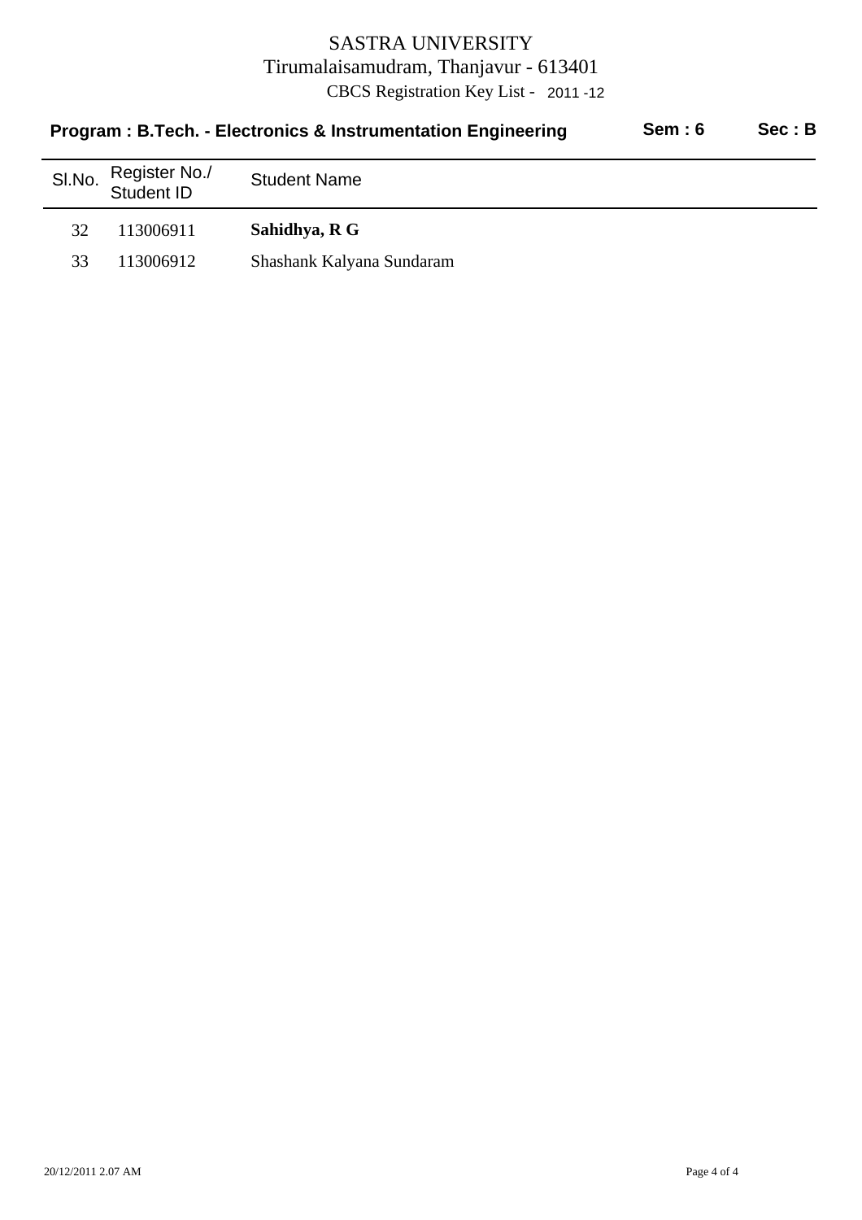# SASTRA UNIVERSITY

Tirumalaisamudram, Thanjavur - 613401

CBCS Registration Key List - 2011 -12

**Program : B.Tech. - Electronics & Instrumentation Engineering** **Sem : 6** **Sec : B**

| Sl.No. | Register No./ Student ID | Student Name |
|---|---|---|
| 32 | 113006911 | **Sahidhya, R G** |
| 33 | 113006912 | Shashank Kalyana Sundaram |

20/12/2011 2.07 AM